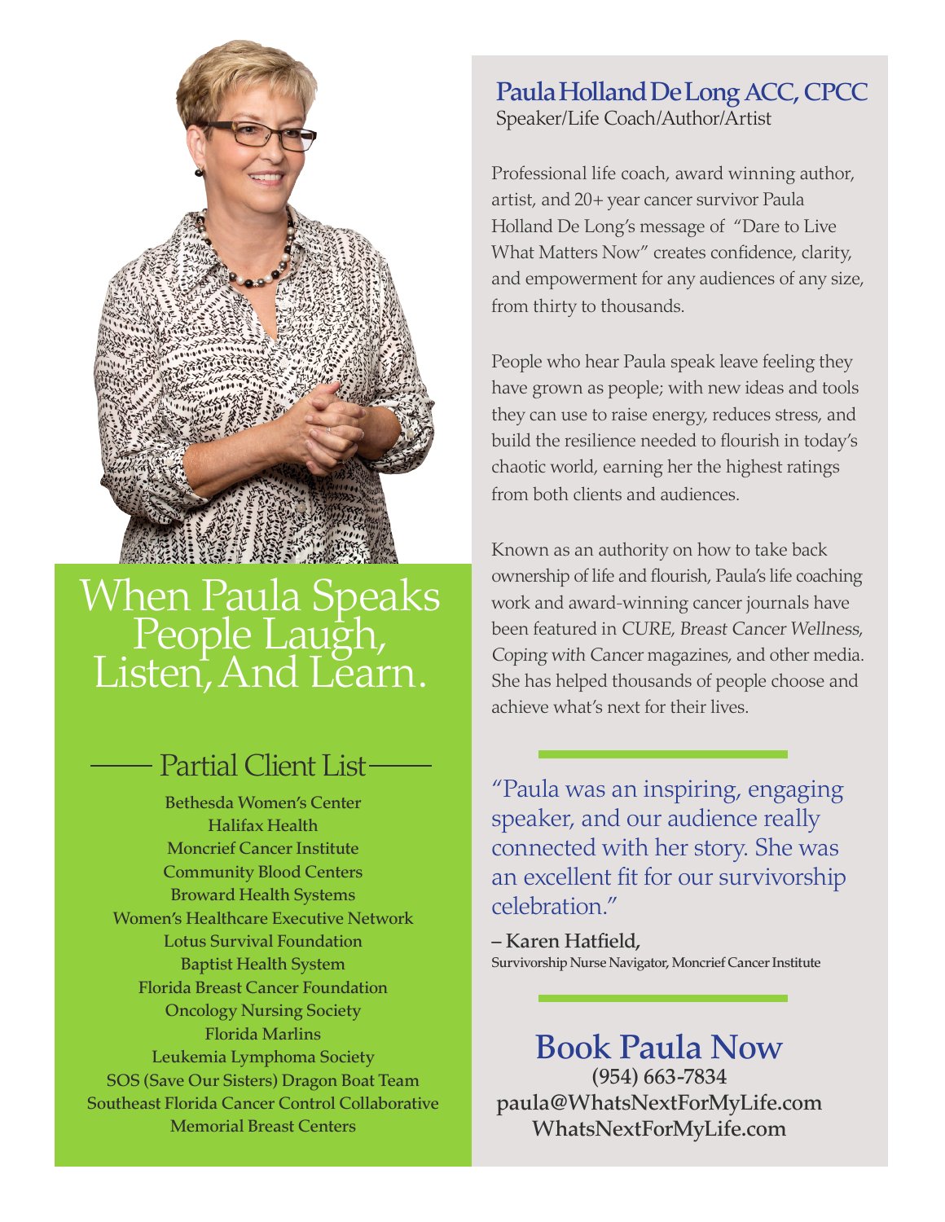# When Paula Speaks People Laugh, Listen, And Learn.

## Partial Client List

Bethesda Women's Center
Halifax Health
Moncrief Cancer Institute
Community Blood Centers
Broward Health Systems
Women's Healthcare Executive Network
Lotus Survival Foundation
Baptist Health System
Florida Breast Cancer Foundation
Oncology Nursing Society
Florida Marlins
Leukemia Lymphoma Society
SOS (Save Our Sisters) Dragon Boat Team
Southeast Florida Cancer Control Collaborative
Memorial Breast Centers

## Paula Holland De Long ACC, CPCC

Speaker/Life Coach/Author/Artist

Professional life coach, award winning author, artist, and 20+ year cancer survivor Paula Holland De Long's message of "Dare to Live What Matters Now" creates confidence, clarity, and empowerment for any audiences of any size, from thirty to thousands.

People who hear Paula speak leave feeling they have grown as people; with new ideas and tools they can use to raise energy, reduces stress, and build the resilience needed to flourish in today's chaotic world, earning her the highest ratings from both clients and audiences.

Known as an authority on how to take back ownership of life and flourish, Paula's life coaching work and award-winning cancer journals have been featured in *CURE*, *Breast Cancer Wellness*, *Coping with Cancer* magazines, and other media. She has helped thousands of people choose and achieve what's next for their lives.

"Paula was an inspiring, engaging speaker, and our audience really connected with her story. She was an excellent fit for our survivorship celebration."

**– Karen Hatfield,**
Survivorship Nurse Navigator, Moncrief Cancer Institute

## Book Paula Now

**(954) 663-7834**
**paula@WhatsNextForMyLife.com**
**WhatsNextForMyLife.com**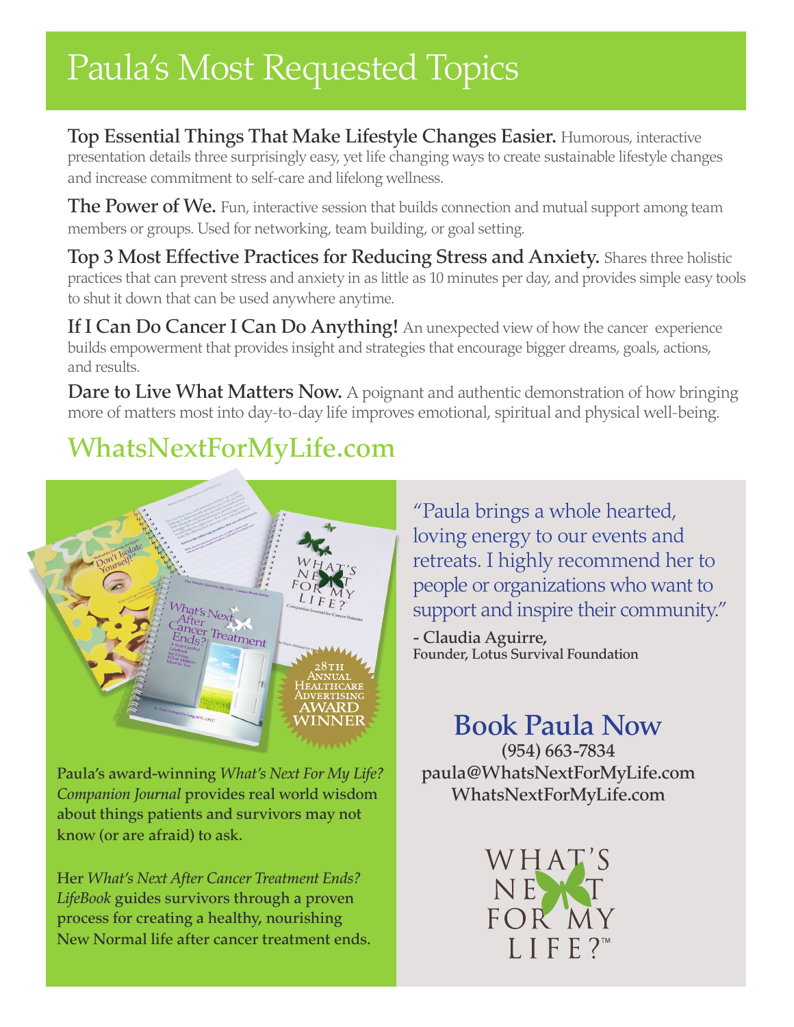# Paula's Most Requested Topics

**Top Essential Things That Make Lifestyle Changes Easier.** Humorous, interactive presentation details three surprisingly easy, yet life changing ways to create sustainable lifestyle changes and increase commitment to self-care and lifelong wellness.

**The Power of We.** Fun, interactive session that builds connection and mutual support among team members or groups. Used for networking, team building, or goal setting.

**Top 3 Most Effective Practices for Reducing Stress and Anxiety.** Shares three holistic practices that can prevent stress and anxiety in as little as 10 minutes per day, and provides simple easy tools to shut it down that can be used anywhere anytime.

**If I Can Do Cancer I Can Do Anything!** An unexpected view of how the cancer experience builds empowerment that provides insight and strategies that encourage bigger dreams, goals, actions, and results.

**Dare to Live What Matters Now.** A poignant and authentic demonstration of how bringing more of matters most into day-to-day life improves emotional, spiritual and physical well-being.

## WhatsNextForMyLife.com

28th Annual Healthcare Advertising AWARD WINNER

**Paula's award-winning *What's Next For My Life? Companion Journal* provides real world wisdom about things patients and survivors may not know (or are afraid) to ask.**

**Her *What's Next After Cancer Treatment Ends? LifeBook* guides survivors through a proven process for creating a healthy, nourishing New Normal life after cancer treatment ends.**

"Paula brings a whole hearted, loving energy to our events and retreats. I highly recommend her to people or organizations who want to support and inspire their community."

**- Claudia Aguirre,**
**Founder, Lotus Survival Foundation**

## Book Paula Now

**(954) 663-7834**
**paula@WhatsNextForMyLife.com**
**WhatsNextForMyLife.com**

WHAT'S NEXT FOR MY LIFE?™